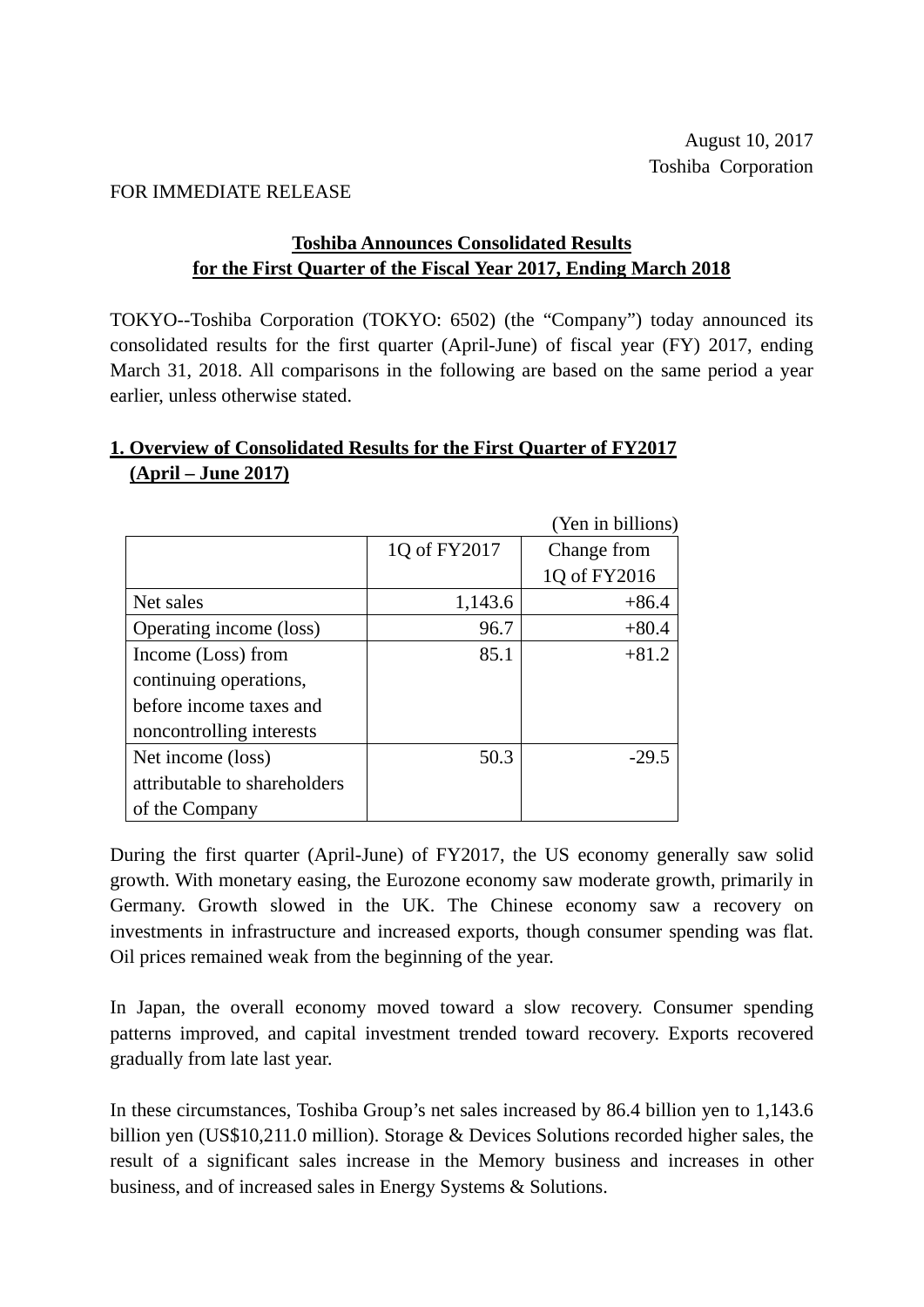August 10, 2017
Toshiba Corporation

FOR IMMEDIATE RELEASE

# Toshiba Announces Consolidated Results for the First Quarter of the Fiscal Year 2017, Ending March 2018

TOKYO--Toshiba Corporation (TOKYO: 6502) (the "Company") today announced its consolidated results for the first quarter (April-June) of fiscal year (FY) 2017, ending March 31, 2018. All comparisons in the following are based on the same period a year earlier, unless otherwise stated.

## 1. Overview of Consolidated Results for the First Quarter of FY2017 (April – June 2017)

(Yen in billions)

| | 1Q of FY2017 | Change from 1Q of FY2016 |
|---|---|---|
| Net sales | 1,143.6 | +86.4 |
| Operating income (loss) | 96.7 | +80.4 |
| Income (Loss) from continuing operations, before income taxes and noncontrolling interests | 85.1 | +81.2 |
| Net income (loss) attributable to shareholders of the Company | 50.3 | -29.5 |

During the first quarter (April-June) of FY2017, the US economy generally saw solid growth. With monetary easing, the Eurozone economy saw moderate growth, primarily in Germany. Growth slowed in the UK. The Chinese economy saw a recovery on investments in infrastructure and increased exports, though consumer spending was flat. Oil prices remained weak from the beginning of the year.

In Japan, the overall economy moved toward a slow recovery. Consumer spending patterns improved, and capital investment trended toward recovery. Exports recovered gradually from late last year.

In these circumstances, Toshiba Group's net sales increased by 86.4 billion yen to 1,143.6 billion yen (US$10,211.0 million). Storage & Devices Solutions recorded higher sales, the result of a significant sales increase in the Memory business and increases in other business, and of increased sales in Energy Systems & Solutions.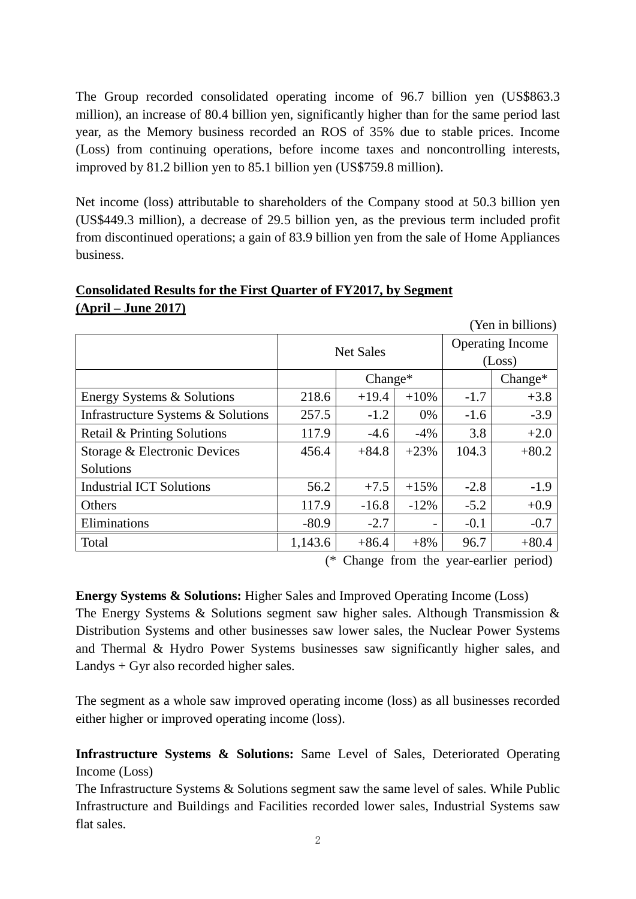The Group recorded consolidated operating income of 96.7 billion yen (US$863.3 million), an increase of 80.4 billion yen, significantly higher than for the same period last year, as the Memory business recorded an ROS of 35% due to stable prices. Income (Loss) from continuing operations, before income taxes and noncontrolling interests, improved by 81.2 billion yen to 85.1 billion yen (US$759.8 million).

Net income (loss) attributable to shareholders of the Company stood at 50.3 billion yen (US$449.3 million), a decrease of 29.5 billion yen, as the previous term included profit from discontinued operations; a gain of 83.9 billion yen from the sale of Home Appliances business.

**Consolidated Results for the First Quarter of FY2017, by Segment (April – June 2017)**

(Yen in billions)

| | Net Sales | | | Operating Income (Loss) | |
|---|---|---|---|---|---|
| | | Change* | | | Change* |
| Energy Systems & Solutions | 218.6 | +19.4 | +10% | -1.7 | +3.8 |
| Infrastructure Systems & Solutions | 257.5 | -1.2 | 0% | -1.6 | -3.9 |
| Retail & Printing Solutions | 117.9 | -4.6 | -4% | 3.8 | +2.0 |
| Storage & Electronic Devices Solutions | 456.4 | +84.8 | +23% | 104.3 | +80.2 |
| Industrial ICT Solutions | 56.2 | +7.5 | +15% | -2.8 | -1.9 |
| Others | 117.9 | -16.8 | -12% | -5.2 | +0.9 |
| Eliminations | -80.9 | -2.7 | - | -0.1 | -0.7 |
| Total | 1,143.6 | +86.4 | +8% | 96.7 | +80.4 |

(* Change from the year-earlier period)

**Energy Systems & Solutions:** Higher Sales and Improved Operating Income (Loss)

The Energy Systems & Solutions segment saw higher sales. Although Transmission & Distribution Systems and other businesses saw lower sales, the Nuclear Power Systems and Thermal & Hydro Power Systems businesses saw significantly higher sales, and Landys + Gyr also recorded higher sales.

The segment as a whole saw improved operating income (loss) as all businesses recorded either higher or improved operating income (loss).

**Infrastructure Systems & Solutions:** Same Level of Sales, Deteriorated Operating Income (Loss)

The Infrastructure Systems & Solutions segment saw the same level of sales. While Public Infrastructure and Buildings and Facilities recorded lower sales, Industrial Systems saw flat sales.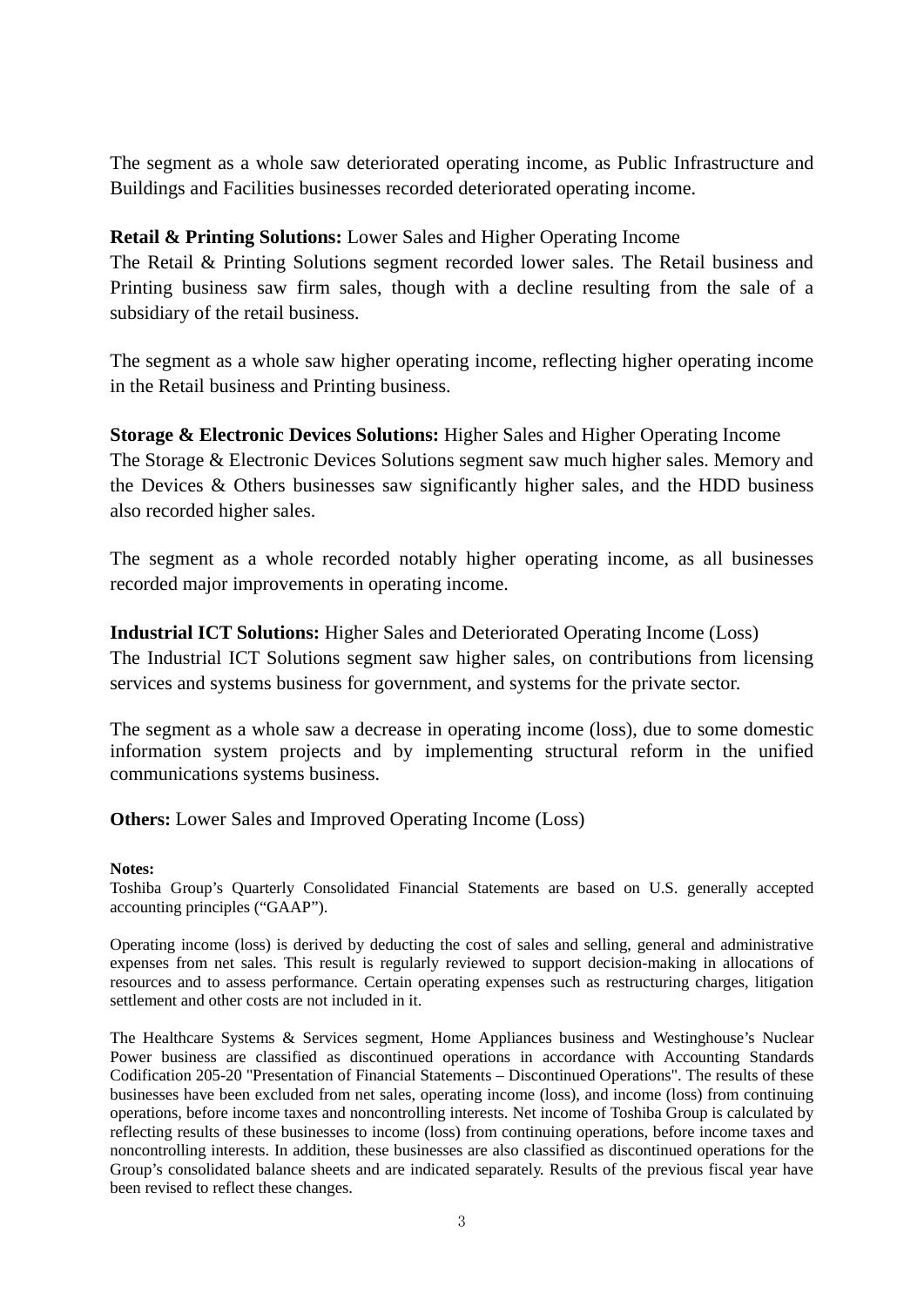The segment as a whole saw deteriorated operating income, as Public Infrastructure and Buildings and Facilities businesses recorded deteriorated operating income.

**Retail & Printing Solutions:** Lower Sales and Higher Operating Income

The Retail & Printing Solutions segment recorded lower sales. The Retail business and Printing business saw firm sales, though with a decline resulting from the sale of a subsidiary of the retail business.

The segment as a whole saw higher operating income, reflecting higher operating income in the Retail business and Printing business.

**Storage & Electronic Devices Solutions:** Higher Sales and Higher Operating Income

The Storage & Electronic Devices Solutions segment saw much higher sales. Memory and the Devices & Others businesses saw significantly higher sales, and the HDD business also recorded higher sales.

The segment as a whole recorded notably higher operating income, as all businesses recorded major improvements in operating income.

**Industrial ICT Solutions:** Higher Sales and Deteriorated Operating Income (Loss)

The Industrial ICT Solutions segment saw higher sales, on contributions from licensing services and systems business for government, and systems for the private sector.

The segment as a whole saw a decrease in operating income (loss), due to some domestic information system projects and by implementing structural reform in the unified communications systems business.

**Others:** Lower Sales and Improved Operating Income (Loss)

**Notes:**

Toshiba Group's Quarterly Consolidated Financial Statements are based on U.S. generally accepted accounting principles ("GAAP").

Operating income (loss) is derived by deducting the cost of sales and selling, general and administrative expenses from net sales. This result is regularly reviewed to support decision-making in allocations of resources and to assess performance. Certain operating expenses such as restructuring charges, litigation settlement and other costs are not included in it.

The Healthcare Systems & Services segment, Home Appliances business and Westinghouse's Nuclear Power business are classified as discontinued operations in accordance with Accounting Standards Codification 205-20 "Presentation of Financial Statements – Discontinued Operations". The results of these businesses have been excluded from net sales, operating income (loss), and income (loss) from continuing operations, before income taxes and noncontrolling interests. Net income of Toshiba Group is calculated by reflecting results of these businesses to income (loss) from continuing operations, before income taxes and noncontrolling interests. In addition, these businesses are also classified as discontinued operations for the Group's consolidated balance sheets and are indicated separately. Results of the previous fiscal year have been revised to reflect these changes.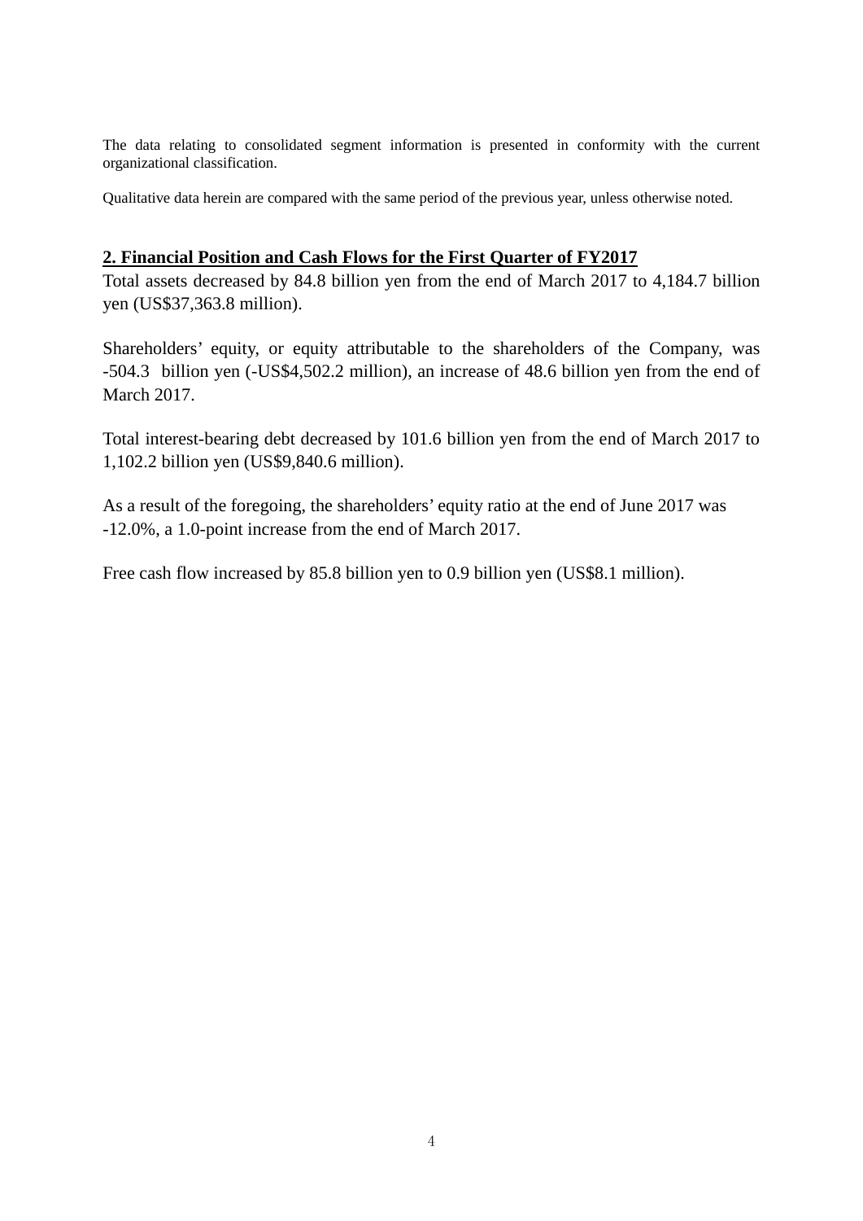The data relating to consolidated segment information is presented in conformity with the current organizational classification.

Qualitative data herein are compared with the same period of the previous year, unless otherwise noted.

## 2. Financial Position and Cash Flows for the First Quarter of FY2017

Total assets decreased by 84.8 billion yen from the end of March 2017 to 4,184.7 billion yen (US$37,363.8 million).

Shareholders' equity, or equity attributable to the shareholders of the Company, was -504.3 billion yen (-US$4,502.2 million), an increase of 48.6 billion yen from the end of March 2017.

Total interest-bearing debt decreased by 101.6 billion yen from the end of March 2017 to 1,102.2 billion yen (US$9,840.6 million).

As a result of the foregoing, the shareholders' equity ratio at the end of June 2017 was -12.0%, a 1.0-point increase from the end of March 2017.

Free cash flow increased by 85.8 billion yen to 0.9 billion yen (US$8.1 million).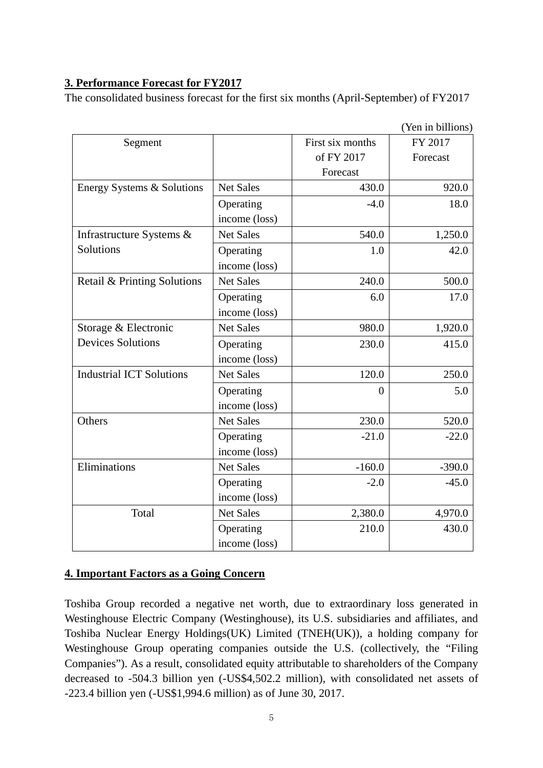## 3. Performance Forecast for FY2017

The consolidated business forecast for the first six months (April-September) of FY2017

(Yen in billions)

| Segment | | First six months of FY 2017 Forecast | FY 2017 Forecast |
|---|---|---|---|
| Energy Systems & Solutions | Net Sales | 430.0 | 920.0 |
| | Operating income (loss) | -4.0 | 18.0 |
| Infrastructure Systems & Solutions | Net Sales | 540.0 | 1,250.0 |
| | Operating income (loss) | 1.0 | 42.0 |
| Retail & Printing Solutions | Net Sales | 240.0 | 500.0 |
| | Operating income (loss) | 6.0 | 17.0 |
| Storage & Electronic Devices Solutions | Net Sales | 980.0 | 1,920.0 |
| | Operating income (loss) | 230.0 | 415.0 |
| Industrial ICT Solutions | Net Sales | 120.0 | 250.0 |
| | Operating income (loss) | 0 | 5.0 |
| Others | Net Sales | 230.0 | 520.0 |
| | Operating income (loss) | -21.0 | -22.0 |
| Eliminations | Net Sales | -160.0 | -390.0 |
| | Operating income (loss) | -2.0 | -45.0 |
| Total | Net Sales | 2,380.0 | 4,970.0 |
| | Operating income (loss) | 210.0 | 430.0 |

## 4. Important Factors as a Going Concern

Toshiba Group recorded a negative net worth, due to extraordinary loss generated in Westinghouse Electric Company (Westinghouse), its U.S. subsidiaries and affiliates, and Toshiba Nuclear Energy Holdings(UK) Limited (TNEH(UK)), a holding company for Westinghouse Group operating companies outside the U.S. (collectively, the "Filing Companies"). As a result, consolidated equity attributable to shareholders of the Company decreased to -504.3 billion yen (-US$4,502.2 million), with consolidated net assets of -223.4 billion yen (-US$1,994.6 million) as of June 30, 2017.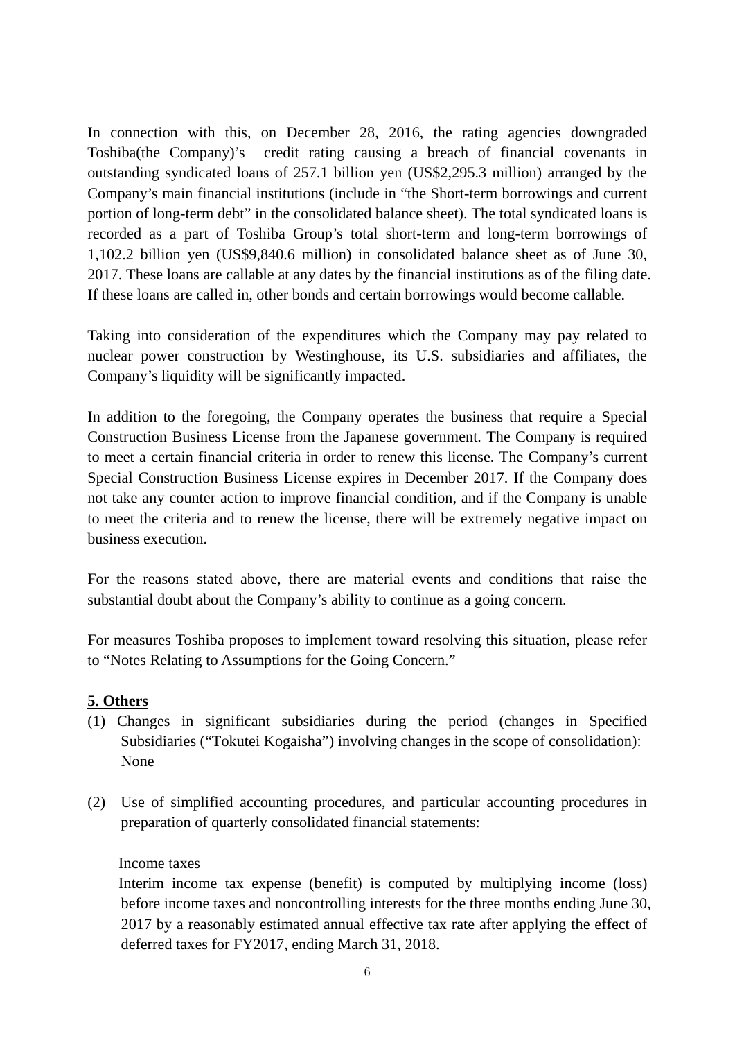In connection with this, on December 28, 2016, the rating agencies downgraded Toshiba(the Company)'s credit rating causing a breach of financial covenants in outstanding syndicated loans of 257.1 billion yen (US$2,295.3 million) arranged by the Company's main financial institutions (include in "the Short-term borrowings and current portion of long-term debt" in the consolidated balance sheet). The total syndicated loans is recorded as a part of Toshiba Group's total short-term and long-term borrowings of 1,102.2 billion yen (US$9,840.6 million) in consolidated balance sheet as of June 30, 2017. These loans are callable at any dates by the financial institutions as of the filing date. If these loans are called in, other bonds and certain borrowings would become callable.

Taking into consideration of the expenditures which the Company may pay related to nuclear power construction by Westinghouse, its U.S. subsidiaries and affiliates, the Company's liquidity will be significantly impacted.

In addition to the foregoing, the Company operates the business that require a Special Construction Business License from the Japanese government. The Company is required to meet a certain financial criteria in order to renew this license. The Company's current Special Construction Business License expires in December 2017. If the Company does not take any counter action to improve financial condition, and if the Company is unable to meet the criteria and to renew the license, there will be extremely negative impact on business execution.

For the reasons stated above, there are material events and conditions that raise the substantial doubt about the Company's ability to continue as a going concern.

For measures Toshiba proposes to implement toward resolving this situation, please refer to "Notes Relating to Assumptions for the Going Concern."

## 5. Others

(1) Changes in significant subsidiaries during the period (changes in Specified Subsidiaries ("Tokutei Kogaisha") involving changes in the scope of consolidation): None

(2) Use of simplified accounting procedures, and particular accounting procedures in preparation of quarterly consolidated financial statements:

Income taxes

Interim income tax expense (benefit) is computed by multiplying income (loss) before income taxes and noncontrolling interests for the three months ending June 30, 2017 by a reasonably estimated annual effective tax rate after applying the effect of deferred taxes for FY2017, ending March 31, 2018.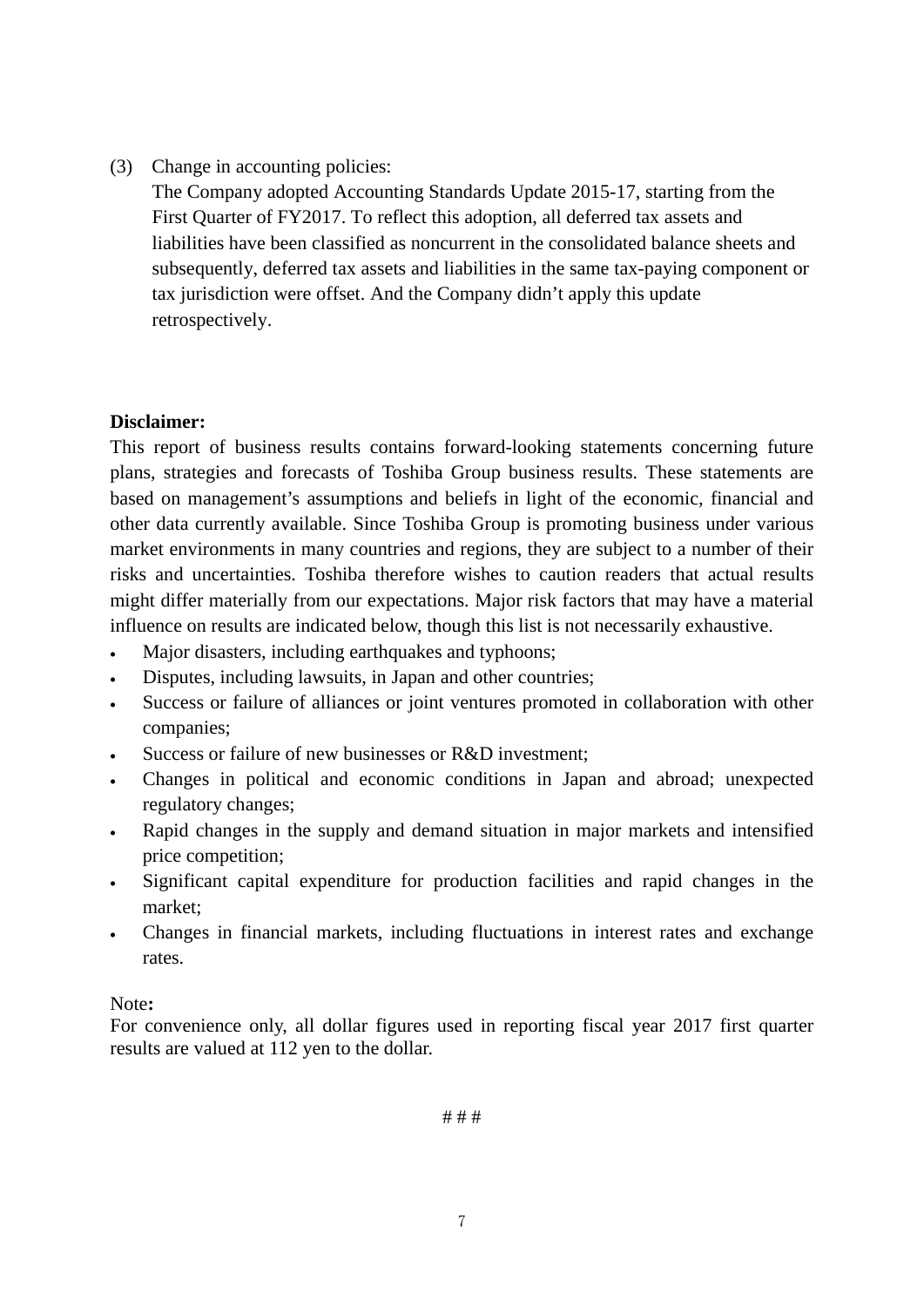(3) Change in accounting policies:
The Company adopted Accounting Standards Update 2015-17, starting from the First Quarter of FY2017. To reflect this adoption, all deferred tax assets and liabilities have been classified as noncurrent in the consolidated balance sheets and subsequently, deferred tax assets and liabilities in the same tax-paying component or tax jurisdiction were offset. And the Company didn't apply this update retrospectively.

**Disclaimer:**

This report of business results contains forward-looking statements concerning future plans, strategies and forecasts of Toshiba Group business results. These statements are based on management's assumptions and beliefs in light of the economic, financial and other data currently available. Since Toshiba Group is promoting business under various market environments in many countries and regions, they are subject to a number of their risks and uncertainties. Toshiba therefore wishes to caution readers that actual results might differ materially from our expectations. Major risk factors that may have a material influence on results are indicated below, though this list is not necessarily exhaustive.

- Major disasters, including earthquakes and typhoons;
- Disputes, including lawsuits, in Japan and other countries;
- Success or failure of alliances or joint ventures promoted in collaboration with other companies;
- Success or failure of new businesses or R&D investment;
- Changes in political and economic conditions in Japan and abroad; unexpected regulatory changes;
- Rapid changes in the supply and demand situation in major markets and intensified price competition;
- Significant capital expenditure for production facilities and rapid changes in the market;
- Changes in financial markets, including fluctuations in interest rates and exchange rates.

Note**:**

For convenience only, all dollar figures used in reporting fiscal year 2017 first quarter results are valued at 112 yen to the dollar.

# # #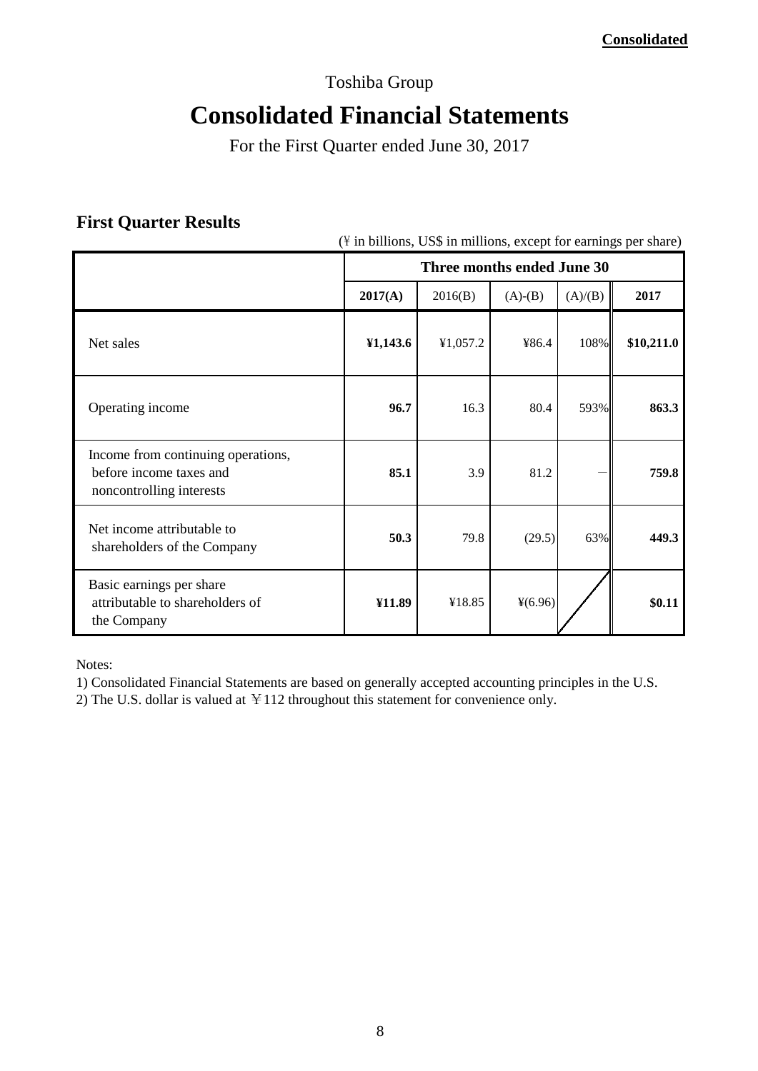**Consolidated**

Toshiba Group

# Consolidated Financial Statements

For the First Quarter ended June 30, 2017

## First Quarter Results

(¥ in billions, US$ in millions, except for earnings per share)

| | Three months ended June 30 | | | | |
|---|---|---|---|---|---|
| | **2017(A)** | 2016(B) | (A)-(B) | (A)/(B) | **2017** |
| Net sales | **¥1,143.6** | ¥1,057.2 | ¥86.4 | 108% | **$10,211.0** |
| Operating income | **96.7** | 16.3 | 80.4 | 593% | **863.3** |
| Income from continuing operations, before income taxes and noncontrolling interests | **85.1** | 3.9 | 81.2 | ― | **759.8** |
| Net income attributable to shareholders of the Company | **50.3** | 79.8 | (29.5) | 63% | **449.3** |
| Basic earnings per share attributable to shareholders of the Company | **¥11.89** | ¥18.85 | ¥(6.96) | | **$0.11** |

Notes:

1) Consolidated Financial Statements are based on generally accepted accounting principles in the U.S.

2) The U.S. dollar is valued at ￥112 throughout this statement for convenience only.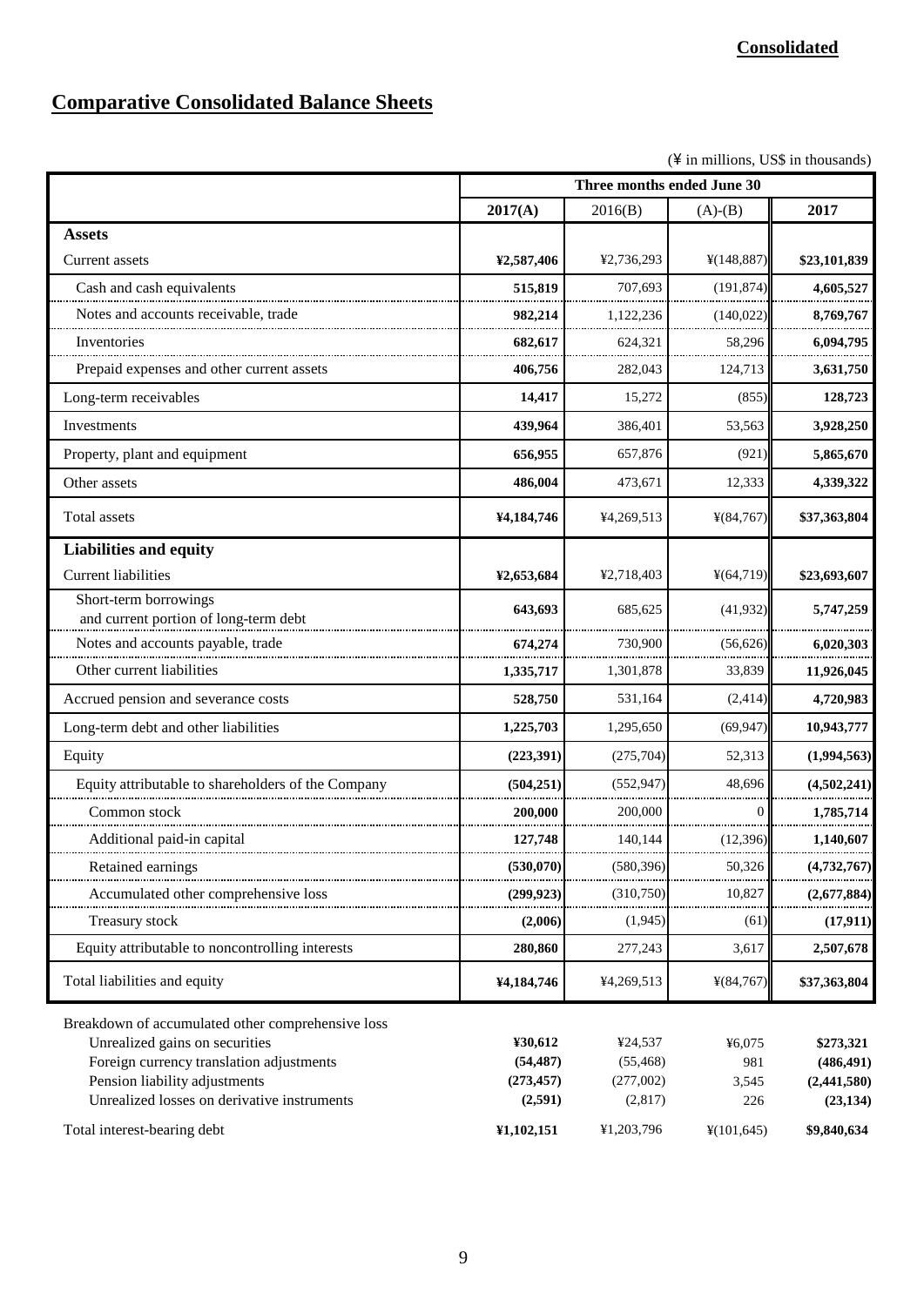**Consolidated**

# Comparative Consolidated Balance Sheets

(¥ in millions, US$ in thousands)

| | Three months ended June 30 | | | |
|---|---|---|---|---|
| | **2017(A)** | 2016(B) | (A)-(B) | **2017** |
| **Assets** | | | | |
| Current assets | **¥2,587,406** | ¥2,736,293 | ¥(148,887) | **$23,101,839** |
| Cash and cash equivalents | **515,819** | 707,693 | (191,874) | **4,605,527** |
| Notes and accounts receivable, trade | **982,214** | 1,122,236 | (140,022) | **8,769,767** |
| Inventories | **682,617** | 624,321 | 58,296 | **6,094,795** |
| Prepaid expenses and other current assets | **406,756** | 282,043 | 124,713 | **3,631,750** |
| Long-term receivables | **14,417** | 15,272 | (855) | **128,723** |
| Investments | **439,964** | 386,401 | 53,563 | **3,928,250** |
| Property, plant and equipment | **656,955** | 657,876 | (921) | **5,865,670** |
| Other assets | **486,004** | 473,671 | 12,333 | **4,339,322** |
| Total assets | **¥4,184,746** | ¥4,269,513 | ¥(84,767) | **$37,363,804** |
| **Liabilities and equity** | | | | |
| Current liabilities | **¥2,653,684** | ¥2,718,403 | ¥(64,719) | **$23,693,607** |
| Short-term borrowings and current portion of long-term debt | **643,693** | 685,625 | (41,932) | **5,747,259** |
| Notes and accounts payable, trade | **674,274** | 730,900 | (56,626) | **6,020,303** |
| Other current liabilities | **1,335,717** | 1,301,878 | 33,839 | **11,926,045** |
| Accrued pension and severance costs | **528,750** | 531,164 | (2,414) | **4,720,983** |
| Long-term debt and other liabilities | **1,225,703** | 1,295,650 | (69,947) | **10,943,777** |
| Equity | **(223,391)** | (275,704) | 52,313 | **(1,994,563)** |
| Equity attributable to shareholders of the Company | **(504,251)** | (552,947) | 48,696 | **(4,502,241)** |
| Common stock | **200,000** | 200,000 | 0 | **1,785,714** |
| Additional paid-in capital | **127,748** | 140,144 | (12,396) | **1,140,607** |
| Retained earnings | **(530,070)** | (580,396) | 50,326 | **(4,732,767)** |
| Accumulated other comprehensive loss | **(299,923)** | (310,750) | 10,827 | **(2,677,884)** |
| Treasury stock | **(2,006)** | (1,945) | (61) | **(17,911)** |
| Equity attributable to noncontrolling interests | **280,860** | 277,243 | 3,617 | **2,507,678** |
| Total liabilities and equity | **¥4,184,746** | ¥4,269,513 | ¥(84,767) | **$37,363,804** |
| Breakdown of accumulated other comprehensive loss | | | | |
| Unrealized gains on securities | **¥30,612** | ¥24,537 | ¥6,075 | **$273,321** |
| Foreign currency translation adjustments | **(54,487)** | (55,468) | 981 | **(486,491)** |
| Pension liability adjustments | **(273,457)** | (277,002) | 3,545 | **(2,441,580)** |
| Unrealized losses on derivative instruments | **(2,591)** | (2,817) | 226 | **(23,134)** |
| Total interest-bearing debt | **¥1,102,151** | ¥1,203,796 | ¥(101,645) | **$9,840,634** |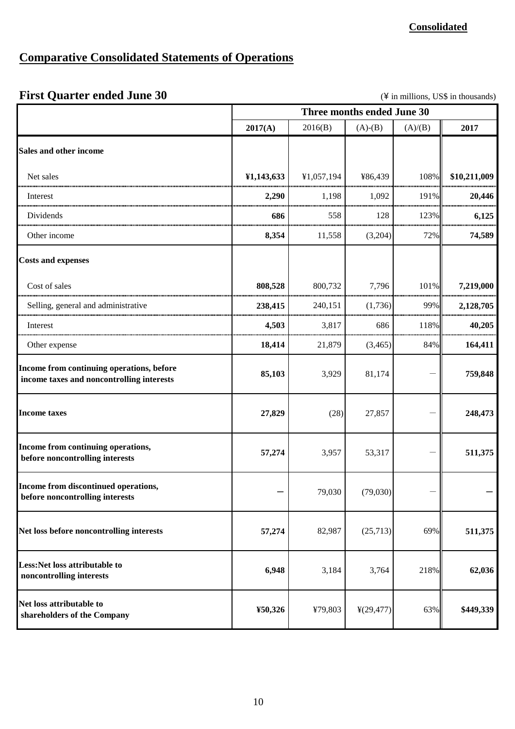**Consolidated**

## Comparative Consolidated Statements of Operations

### First Quarter ended June 30

(¥ in millions, US$ in thousands)

| | Three months ended June 30 | | | | |
|---|---|---|---|---|---|
| | **2017(A)** | 2016(B) | (A)-(B) | (A)/(B) | **2017** |
| **Sales and other income** | | | | | |
| Net sales | **¥1,143,633** | ¥1,057,194 | ¥86,439 | 108% | **$10,211,009** |
| Interest | **2,290** | 1,198 | 1,092 | 191% | **20,446** |
| Dividends | **686** | 558 | 128 | 123% | **6,125** |
| Other income | **8,354** | 11,558 | (3,204) | 72% | **74,589** |
| **Costs and expenses** | | | | | |
| Cost of sales | **808,528** | 800,732 | 7,796 | 101% | **7,219,000** |
| Selling, general and administrative | **238,415** | 240,151 | (1,736) | 99% | **2,128,705** |
| Interest | **4,503** | 3,817 | 686 | 118% | **40,205** |
| Other expense | **18,414** | 21,879 | (3,465) | 84% | **164,411** |
| **Income from continuing operations, before income taxes and noncontrolling interests** | **85,103** | 3,929 | 81,174 | － | **759,848** |
| **Income taxes** | **27,829** | (28) | 27,857 | － | **248,473** |
| **Income from continuing operations, before noncontrolling interests** | **57,274** | 3,957 | 53,317 | － | **511,375** |
| **Income from discontinued operations, before noncontrolling interests** | **－** | 79,030 | (79,030) | － | **－** |
| **Net loss before noncontrolling interests** | **57,274** | 82,987 | (25,713) | 69% | **511,375** |
| **Less:Net loss attributable to noncontrolling interests** | **6,948** | 3,184 | 3,764 | 218% | **62,036** |
| **Net loss attributable to shareholders of the Company** | **¥50,326** | ¥79,803 | ¥(29,477) | 63% | **$449,339** |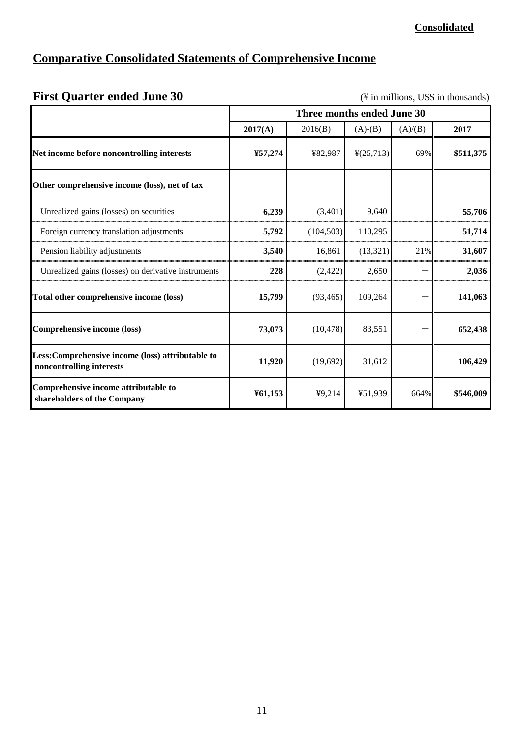**Consolidated**

# Comparative Consolidated Statements of Comprehensive Income

## First Quarter ended June 30

(¥ in millions, US$ in thousands)

| | Three months ended June 30 | | | | |
|---|---|---|---|---|---|
| | **2017(A)** | 2016(B) | (A)-(B) | (A)/(B) | **2017** |
| **Net income before noncontrolling interests** | **¥57,274** | ¥82,987 | ¥(25,713) | 69% | **$511,375** |
| **Other comprehensive income (loss), net of tax** | | | | | |
| Unrealized gains (losses) on securities | **6,239** | (3,401) | 9,640 | ― | **55,706** |
| Foreign currency translation adjustments | **5,792** | (104,503) | 110,295 | ― | **51,714** |
| Pension liability adjustments | **3,540** | 16,861 | (13,321) | 21% | **31,607** |
| Unrealized gains (losses) on derivative instruments | **228** | (2,422) | 2,650 | ― | **2,036** |
| **Total other comprehensive income (loss)** | **15,799** | (93,465) | 109,264 | ― | **141,063** |
| **Comprehensive income (loss)** | **73,073** | (10,478) | 83,551 | ― | **652,438** |
| **Less:Comprehensive income (loss) attributable to noncontrolling interests** | **11,920** | (19,692) | 31,612 | ― | **106,429** |
| **Comprehensive income attributable to shareholders of the Company** | **¥61,153** | ¥9,214 | ¥51,939 | 664% | **$546,009** |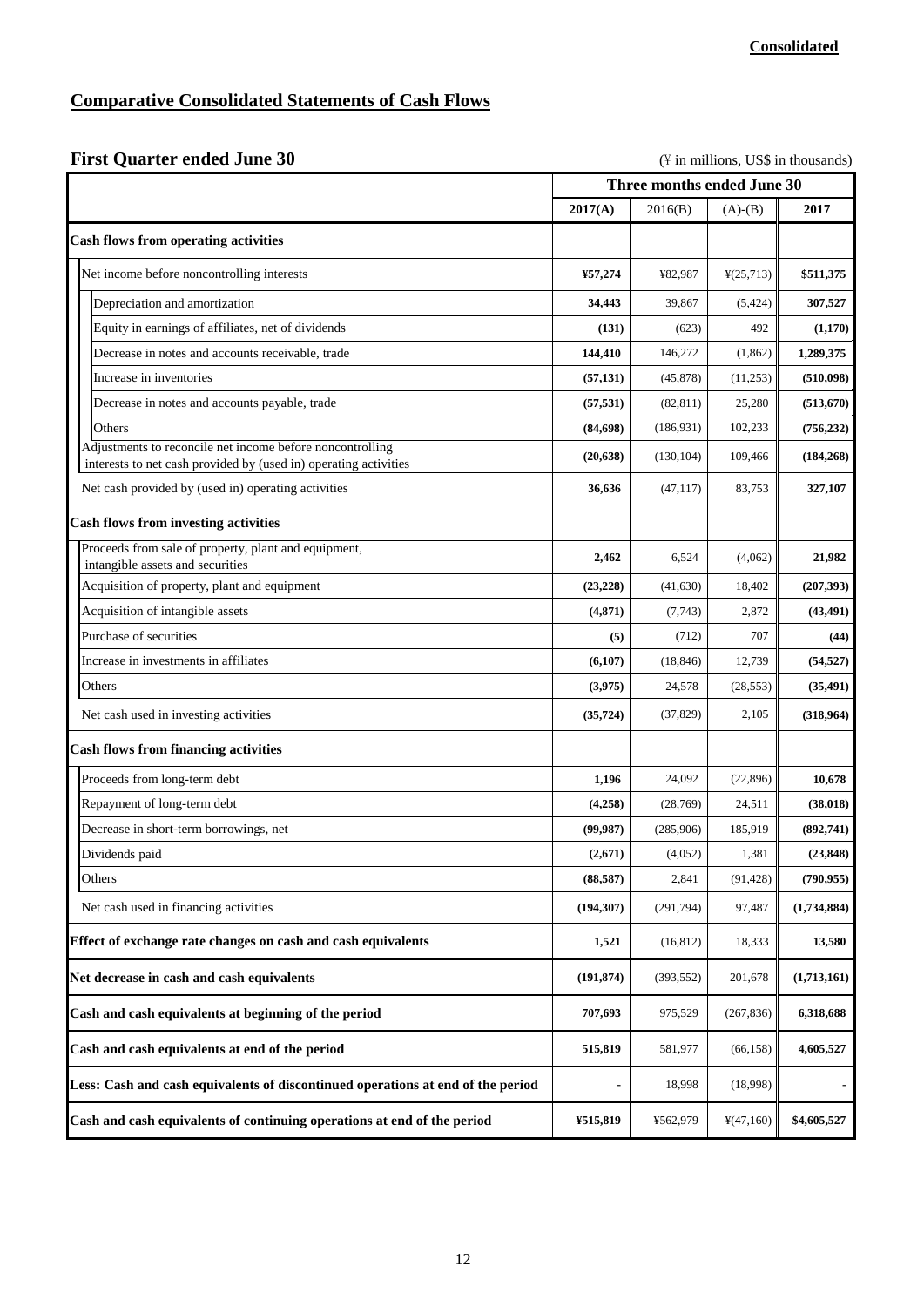**Consolidated**

## Comparative Consolidated Statements of Cash Flows

### First Quarter ended June 30

(¥ in millions, US$ in thousands)

| | Three months ended June 30 | | | |
|---|---|---|---|---|
| | **2017(A)** | 2016(B) | (A)-(B) | **2017** |
| **Cash flows from operating activities** | | | | |
| Net income before noncontrolling interests | **¥57,274** | ¥82,987 | ¥(25,713) | **$511,375** |
| Depreciation and amortization | **34,443** | 39,867 | (5,424) | **307,527** |
| Equity in earnings of affiliates, net of dividends | **(131)** | (623) | 492 | **(1,170)** |
| Decrease in notes and accounts receivable, trade | **144,410** | 146,272 | (1,862) | **1,289,375** |
| Increase in inventories | **(57,131)** | (45,878) | (11,253) | **(510,098)** |
| Decrease in notes and accounts payable, trade | **(57,531)** | (82,811) | 25,280 | **(513,670)** |
| Others | **(84,698)** | (186,931) | 102,233 | **(756,232)** |
| Adjustments to reconcile net income before noncontrolling interests to net cash provided by (used in) operating activities | **(20,638)** | (130,104) | 109,466 | **(184,268)** |
| Net cash provided by (used in) operating activities | **36,636** | (47,117) | 83,753 | **327,107** |
| **Cash flows from investing activities** | | | | |
| Proceeds from sale of property, plant and equipment, intangible assets and securities | **2,462** | 6,524 | (4,062) | **21,982** |
| Acquisition of property, plant and equipment | **(23,228)** | (41,630) | 18,402 | **(207,393)** |
| Acquisition of intangible assets | **(4,871)** | (7,743) | 2,872 | **(43,491)** |
| Purchase of securities | **(5)** | (712) | 707 | **(44)** |
| Increase in investments in affiliates | **(6,107)** | (18,846) | 12,739 | **(54,527)** |
| Others | **(3,975)** | 24,578 | (28,553) | **(35,491)** |
| Net cash used in investing activities | **(35,724)** | (37,829) | 2,105 | **(318,964)** |
| **Cash flows from financing activities** | | | | |
| Proceeds from long-term debt | **1,196** | 24,092 | (22,896) | **10,678** |
| Repayment of long-term debt | **(4,258)** | (28,769) | 24,511 | **(38,018)** |
| Decrease in short-term borrowings, net | **(99,987)** | (285,906) | 185,919 | **(892,741)** |
| Dividends paid | **(2,671)** | (4,052) | 1,381 | **(23,848)** |
| Others | **(88,587)** | 2,841 | (91,428) | **(790,955)** |
| Net cash used in financing activities | **(194,307)** | (291,794) | 97,487 | **(1,734,884)** |
| **Effect of exchange rate changes on cash and cash equivalents** | **1,521** | (16,812) | 18,333 | **13,580** |
| **Net decrease in cash and cash equivalents** | **(191,874)** | (393,552) | 201,678 | **(1,713,161)** |
| **Cash and cash equivalents at beginning of the period** | **707,693** | 975,529 | (267,836) | **6,318,688** |
| **Cash and cash equivalents at end of the period** | **515,819** | 581,977 | (66,158) | **4,605,527** |
| **Less: Cash and cash equivalents of discontinued operations at end of the period** | - | 18,998 | (18,998) | - |
| **Cash and cash equivalents of continuing operations at end of the period** | **¥515,819** | ¥562,979 | ¥(47,160) | **$4,605,527** |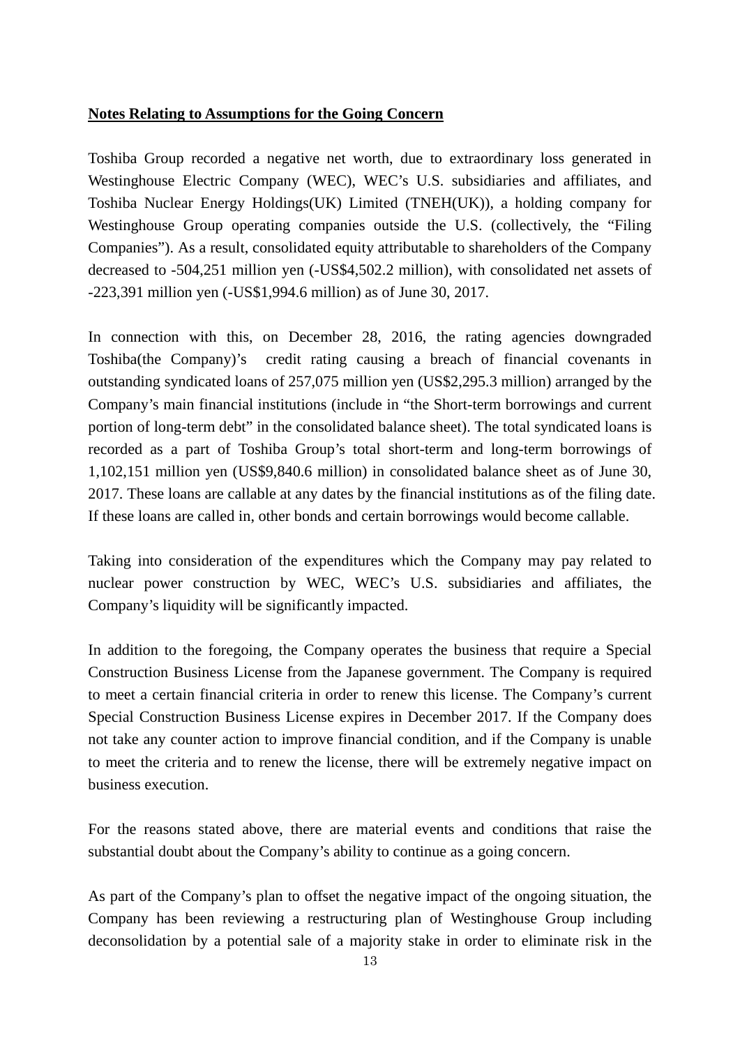**Notes Relating to Assumptions for the Going Concern**

Toshiba Group recorded a negative net worth, due to extraordinary loss generated in Westinghouse Electric Company (WEC), WEC's U.S. subsidiaries and affiliates, and Toshiba Nuclear Energy Holdings(UK) Limited (TNEH(UK)), a holding company for Westinghouse Group operating companies outside the U.S. (collectively, the "Filing Companies"). As a result, consolidated equity attributable to shareholders of the Company decreased to -504,251 million yen (-US$4,502.2 million), with consolidated net assets of -223,391 million yen (-US$1,994.6 million) as of June 30, 2017.

In connection with this, on December 28, 2016, the rating agencies downgraded Toshiba(the Company)'s credit rating causing a breach of financial covenants in outstanding syndicated loans of 257,075 million yen (US$2,295.3 million) arranged by the Company's main financial institutions (include in "the Short-term borrowings and current portion of long-term debt" in the consolidated balance sheet). The total syndicated loans is recorded as a part of Toshiba Group's total short-term and long-term borrowings of 1,102,151 million yen (US$9,840.6 million) in consolidated balance sheet as of June 30, 2017. These loans are callable at any dates by the financial institutions as of the filing date. If these loans are called in, other bonds and certain borrowings would become callable.

Taking into consideration of the expenditures which the Company may pay related to nuclear power construction by WEC, WEC's U.S. subsidiaries and affiliates, the Company's liquidity will be significantly impacted.

In addition to the foregoing, the Company operates the business that require a Special Construction Business License from the Japanese government. The Company is required to meet a certain financial criteria in order to renew this license. The Company's current Special Construction Business License expires in December 2017. If the Company does not take any counter action to improve financial condition, and if the Company is unable to meet the criteria and to renew the license, there will be extremely negative impact on business execution.

For the reasons stated above, there are material events and conditions that raise the substantial doubt about the Company's ability to continue as a going concern.

As part of the Company's plan to offset the negative impact of the ongoing situation, the Company has been reviewing a restructuring plan of Westinghouse Group including deconsolidation by a potential sale of a majority stake in order to eliminate risk in the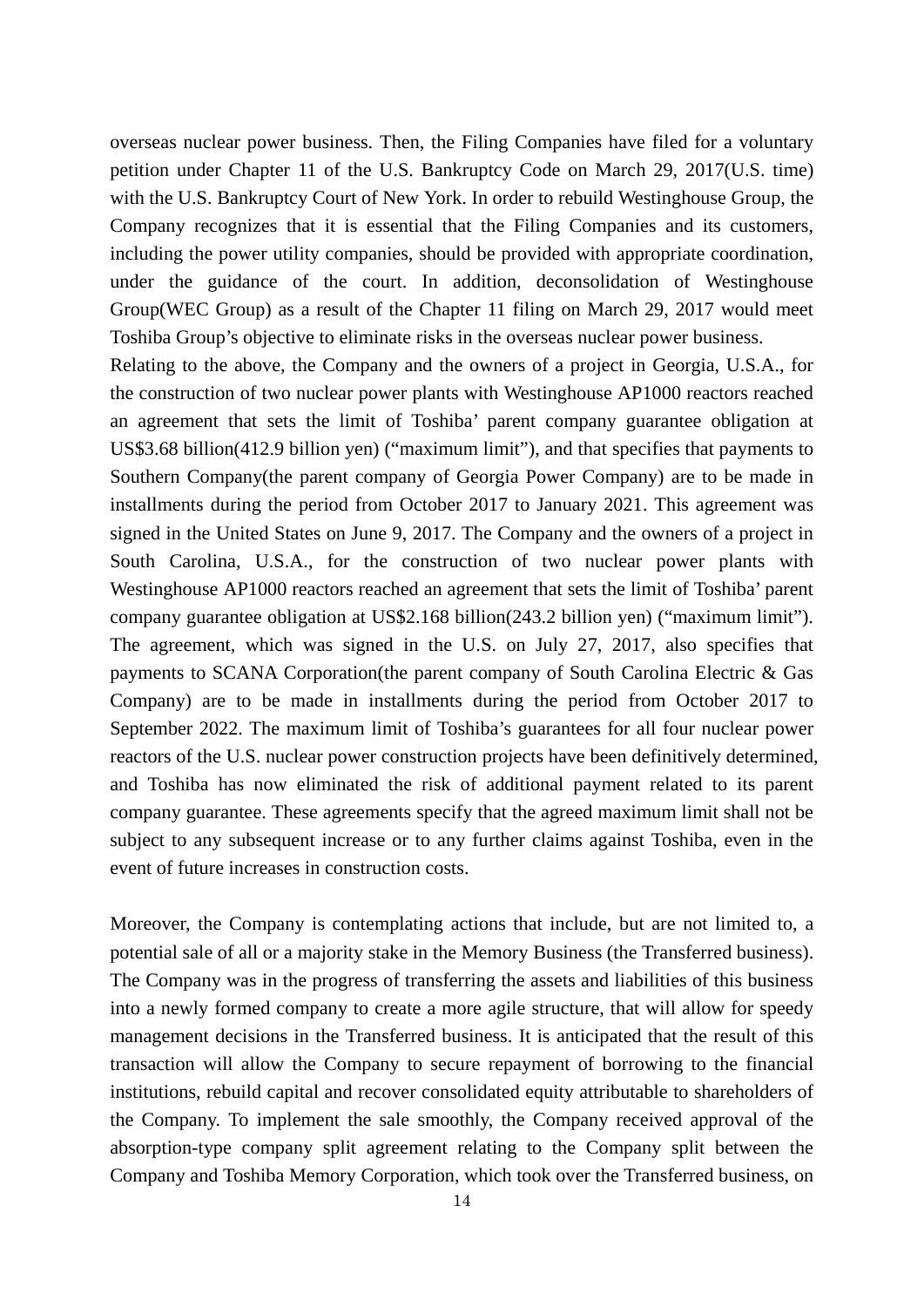overseas nuclear power business. Then, the Filing Companies have filed for a voluntary petition under Chapter 11 of the U.S. Bankruptcy Code on March 29, 2017(U.S. time) with the U.S. Bankruptcy Court of New York. In order to rebuild Westinghouse Group, the Company recognizes that it is essential that the Filing Companies and its customers, including the power utility companies, should be provided with appropriate coordination, under the guidance of the court. In addition, deconsolidation of Westinghouse Group(WEC Group) as a result of the Chapter 11 filing on March 29, 2017 would meet Toshiba Group's objective to eliminate risks in the overseas nuclear power business.

Relating to the above, the Company and the owners of a project in Georgia, U.S.A., for the construction of two nuclear power plants with Westinghouse AP1000 reactors reached an agreement that sets the limit of Toshiba' parent company guarantee obligation at US$3.68 billion(412.9 billion yen) ("maximum limit"), and that specifies that payments to Southern Company(the parent company of Georgia Power Company) are to be made in installments during the period from October 2017 to January 2021. This agreement was signed in the United States on June 9, 2017. The Company and the owners of a project in South Carolina, U.S.A., for the construction of two nuclear power plants with Westinghouse AP1000 reactors reached an agreement that sets the limit of Toshiba' parent company guarantee obligation at US$2.168 billion(243.2 billion yen) ("maximum limit"). The agreement, which was signed in the U.S. on July 27, 2017, also specifies that payments to SCANA Corporation(the parent company of South Carolina Electric & Gas Company) are to be made in installments during the period from October 2017 to September 2022. The maximum limit of Toshiba's guarantees for all four nuclear power reactors of the U.S. nuclear power construction projects have been definitively determined, and Toshiba has now eliminated the risk of additional payment related to its parent company guarantee. These agreements specify that the agreed maximum limit shall not be subject to any subsequent increase or to any further claims against Toshiba, even in the event of future increases in construction costs.

Moreover, the Company is contemplating actions that include, but are not limited to, a potential sale of all or a majority stake in the Memory Business (the Transferred business). The Company was in the progress of transferring the assets and liabilities of this business into a newly formed company to create a more agile structure, that will allow for speedy management decisions in the Transferred business. It is anticipated that the result of this transaction will allow the Company to secure repayment of borrowing to the financial institutions, rebuild capital and recover consolidated equity attributable to shareholders of the Company. To implement the sale smoothly, the Company received approval of the absorption-type company split agreement relating to the Company split between the Company and Toshiba Memory Corporation, which took over the Transferred business, on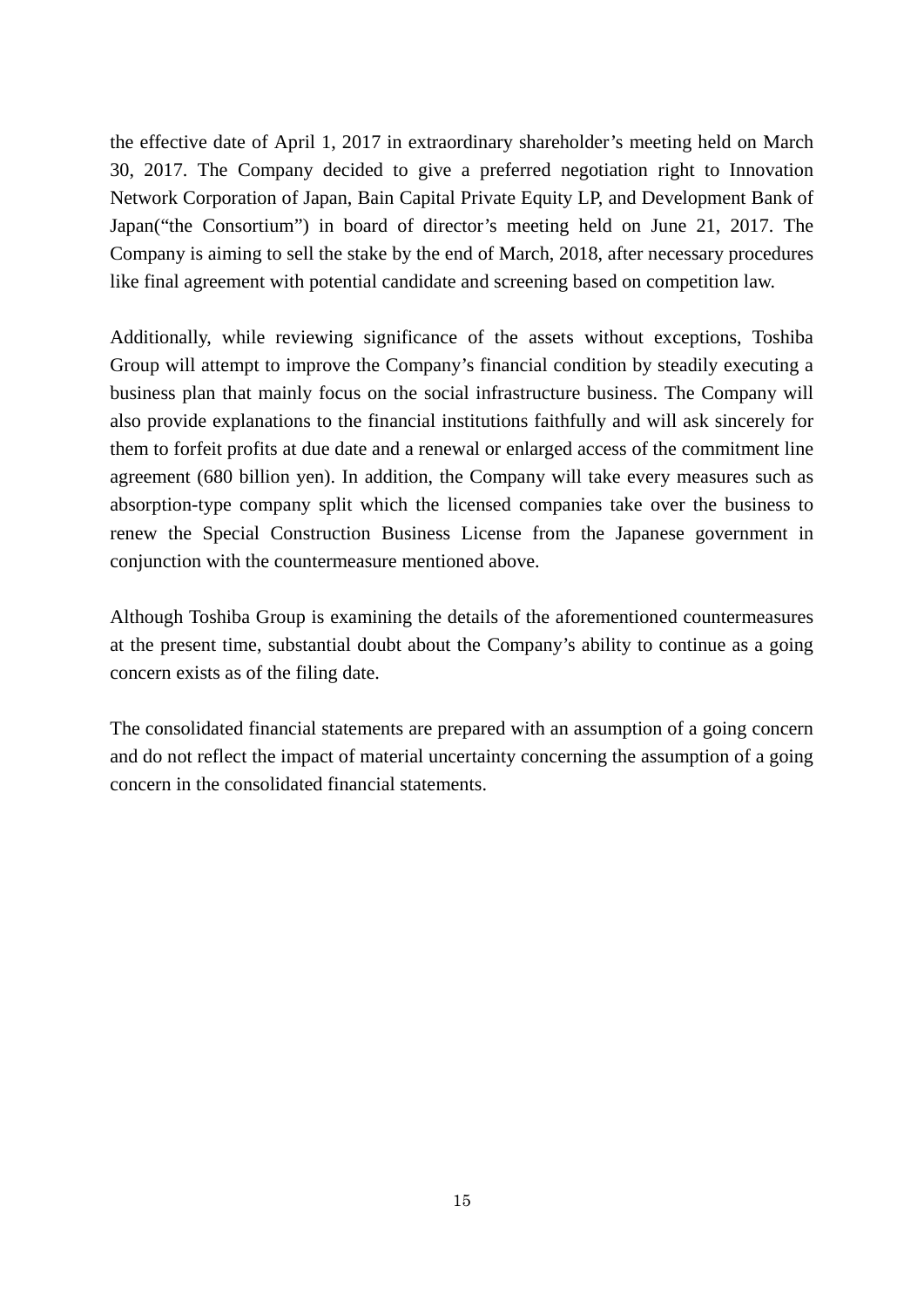the effective date of April 1, 2017 in extraordinary shareholder's meeting held on March 30, 2017. The Company decided to give a preferred negotiation right to Innovation Network Corporation of Japan, Bain Capital Private Equity LP, and Development Bank of Japan("the Consortium") in board of director's meeting held on June 21, 2017. The Company is aiming to sell the stake by the end of March, 2018, after necessary procedures like final agreement with potential candidate and screening based on competition law.

Additionally, while reviewing significance of the assets without exceptions, Toshiba Group will attempt to improve the Company's financial condition by steadily executing a business plan that mainly focus on the social infrastructure business. The Company will also provide explanations to the financial institutions faithfully and will ask sincerely for them to forfeit profits at due date and a renewal or enlarged access of the commitment line agreement (680 billion yen). In addition, the Company will take every measures such as absorption-type company split which the licensed companies take over the business to renew the Special Construction Business License from the Japanese government in conjunction with the countermeasure mentioned above.

Although Toshiba Group is examining the details of the aforementioned countermeasures at the present time, substantial doubt about the Company's ability to continue as a going concern exists as of the filing date.

The consolidated financial statements are prepared with an assumption of a going concern and do not reflect the impact of material uncertainty concerning the assumption of a going concern in the consolidated financial statements.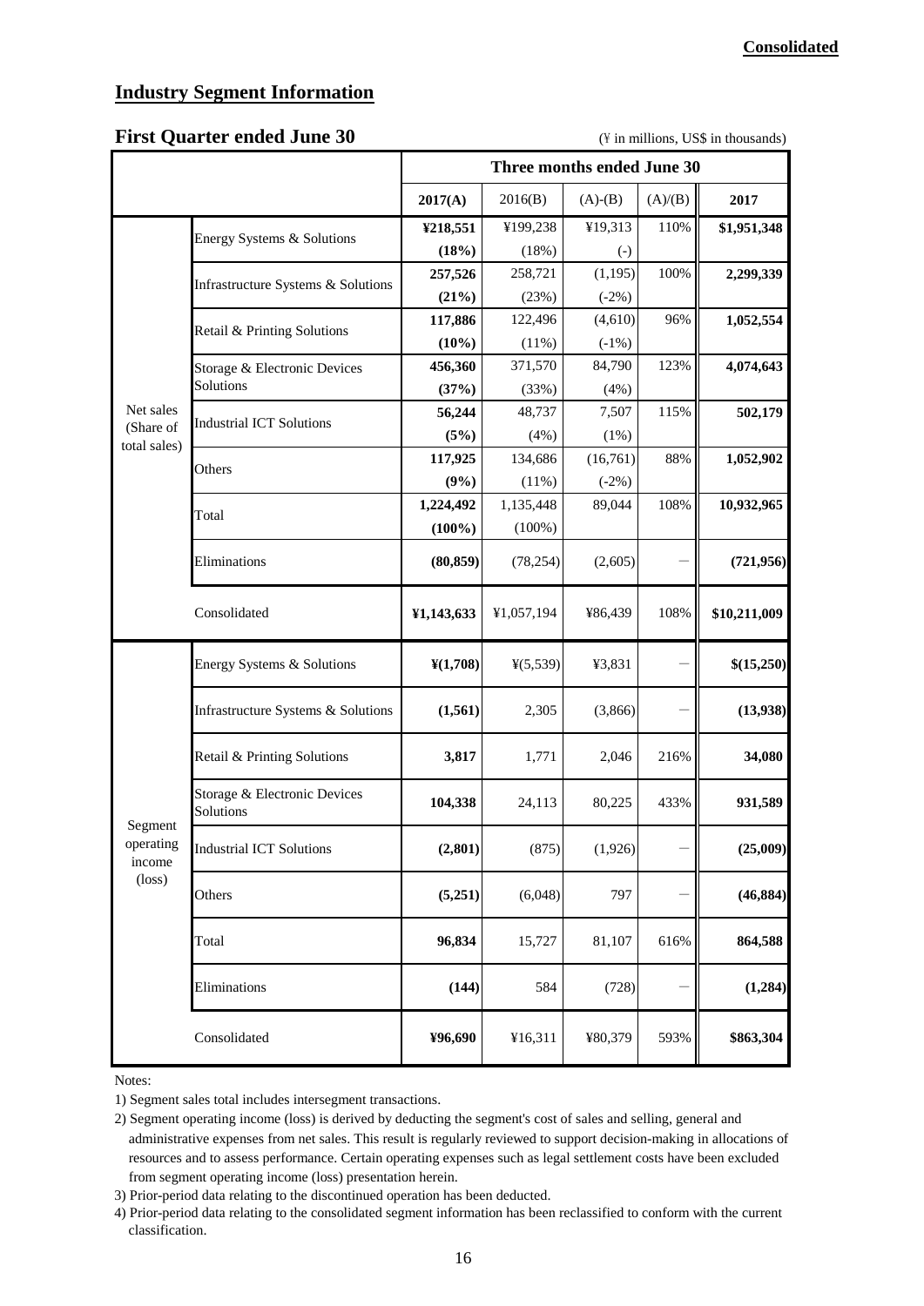**Consolidated**

## Industry Segment Information

### First Quarter ended June 30

(¥ in millions, US$ in thousands)

| | | Three months ended June 30 | | | | |
|---|---|---|---|---|---|---|
| | | **2017(A)** | 2016(B) | (A)-(B) | (A)/(B) | **2017** |
| Net sales (Share of total sales) | Energy Systems & Solutions | **¥218,551** | ¥199,238 | ¥19,313 | 110% | **$1,951,348** |
| | | **(18%)** | (18%) | (-) | | |
| | Infrastructure Systems & Solutions | **257,526** | 258,721 | (1,195) | 100% | **2,299,339** |
| | | **(21%)** | (23%) | (-2%) | | |
| | Retail & Printing Solutions | **117,886** | 122,496 | (4,610) | 96% | **1,052,554** |
| | | **(10%)** | (11%) | (-1%) | | |
| | Storage & Electronic Devices Solutions | **456,360** | 371,570 | 84,790 | 123% | **4,074,643** |
| | | **(37%)** | (33%) | (4%) | | |
| | Industrial ICT Solutions | **56,244** | 48,737 | 7,507 | 115% | **502,179** |
| | | **(5%)** | (4%) | (1%) | | |
| | Others | **117,925** | 134,686 | (16,761) | 88% | **1,052,902** |
| | | **(9%)** | (11%) | (-2%) | | |
| | Total | **1,224,492** | 1,135,448 | 89,044 | 108% | **10,932,965** |
| | | **(100%)** | (100%) | | | |
| | Eliminations | **(80,859)** | (78,254) | (2,605) | － | **(721,956)** |
| | Consolidated | **¥1,143,633** | ¥1,057,194 | ¥86,439 | 108% | **$10,211,009** |
| Segment operating income (loss) | Energy Systems & Solutions | **¥(1,708)** | ¥(5,539) | ¥3,831 | － | **$(15,250)** |
| | Infrastructure Systems & Solutions | **(1,561)** | 2,305 | (3,866) | － | **(13,938)** |
| | Retail & Printing Solutions | **3,817** | 1,771 | 2,046 | 216% | **34,080** |
| | Storage & Electronic Devices Solutions | **104,338** | 24,113 | 80,225 | 433% | **931,589** |
| | Industrial ICT Solutions | **(2,801)** | (875) | (1,926) | － | **(25,009)** |
| | Others | **(5,251)** | (6,048) | 797 | － | **(46,884)** |
| | Total | **96,834** | 15,727 | 81,107 | 616% | **864,588** |
| | Eliminations | **(144)** | 584 | (728) | － | **(1,284)** |
| | Consolidated | **¥96,690** | ¥16,311 | ¥80,379 | 593% | **$863,304** |

Notes:

1) Segment sales total includes intersegment transactions.

2) Segment operating income (loss) is derived by deducting the segment's cost of sales and selling, general and administrative expenses from net sales. This result is regularly reviewed to support decision-making in allocations of resources and to assess performance. Certain operating expenses such as legal settlement costs have been excluded from segment operating income (loss) presentation herein.

3) Prior-period data relating to the discontinued operation has been deducted.

4) Prior-period data relating to the consolidated segment information has been reclassified to conform with the current classification.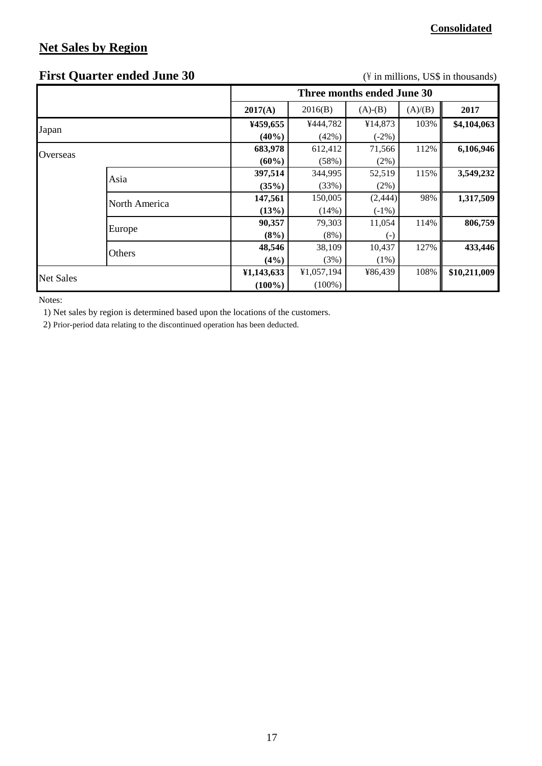**Consolidated**

## Net Sales by Region

### First Quarter ended June 30

(¥ in millions, US$ in thousands)

| | | Three months ended June 30 | | | | |
|---|---|---|---|---|---|---|
| | | **2017(A)** | 2016(B) | (A)-(B) | (A)/(B) | **2017** |
| Japan | | **¥459,655** | ¥444,782 | ¥14,873 | 103% | **$4,104,063** |
| | | **(40%)** | (42%) | (-2%) | | |
| Overseas | | **683,978** | 612,412 | 71,566 | 112% | **6,106,946** |
| | | **(60%)** | (58%) | (2%) | | |
| | Asia | **397,514** | 344,995 | 52,519 | 115% | **3,549,232** |
| | | **(35%)** | (33%) | (2%) | | |
| | North America | **147,561** | 150,005 | (2,444) | 98% | **1,317,509** |
| | | **(13%)** | (14%) | (-1%) | | |
| | Europe | **90,357** | 79,303 | 11,054 | 114% | **806,759** |
| | | **(8%)** | (8%) | (-) | | |
| | Others | **48,546** | 38,109 | 10,437 | 127% | **433,446** |
| | | **(4%)** | (3%) | (1%) | | |
| Net Sales | | **¥1,143,633** | ¥1,057,194 | ¥86,439 | 108% | **$10,211,009** |
| | | **(100%)** | (100%) | | | |

Notes:

1) Net sales by region is determined based upon the locations of the customers.

2) Prior-period data relating to the discontinued operation has been deducted.